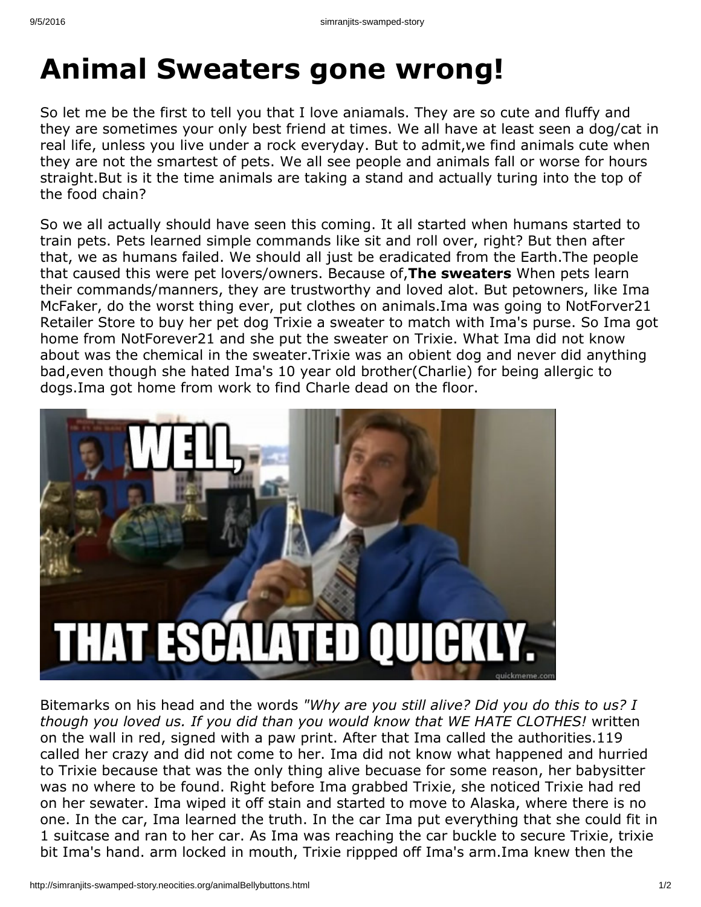# Animal Sweaters gone wrong!

So let me be the first to tell you that I love aniamals. They are so cute and fluffy and they are sometimes your only best friend at times. We all have at least seen a dog/cat in real life, unless you live under a rock everyday. But to admit,we find animals cute when they are not the smartest of pets. We all see people and animals fall or worse for hours straight.But is it the time animals are taking a stand and actually turing into the top of the food chain?

So we all actually should have seen this coming. It all started when humans started to train pets. Pets learned simple commands like sit and roll over, right? But then after that, we as humans failed. We should all just be eradicated from the Earth.The people that caused this were pet lovers/owners. Because of,**The sweaters** When pets learn their commands/manners, they are trustworthy and loved alot. But petowners, like Ima McFaker, do the worst thing ever, put clothes on animals.Ima was going to NotForver21 Retailer Store to buy her pet dog Trixie a sweater to match with Ima's purse. So Ima got home from NotForever21 and she put the sweater on Trixie. What Ima did not know about was the chemical in the sweater.Trixie was an obient dog and never did anything bad,even though she hated Ima's 10 year old brother(Charlie) for being allergic to dogs.Ima got home from work to find Charle dead on the floor.

Bitemarks on his head and the words *"Why are you still alive? Did you do this to us? I though you loved us. If you did than you would know that WE HATE CLOTHES!* written on the wall in red, signed with a paw print. After that Ima called the authorities.119 called her crazy and did not come to her. Ima did not know what happened and hurried to Trixie because that was the only thing alive becuase for some reason, her babysitter was no where to be found. Right before Ima grabbed Trixie, she noticed Trixie had red on her sewater. Ima wiped it off stain and started to move to Alaska, where there is no one. In the car, Ima learned the truth. In the car Ima put everything that she could fit in 1 suitcase and ran to her car. As Ima was reaching the car buckle to secure Trixie, trixie bit Ima's hand. arm locked in mouth, Trixie rippped off Ima's arm.Ima knew then the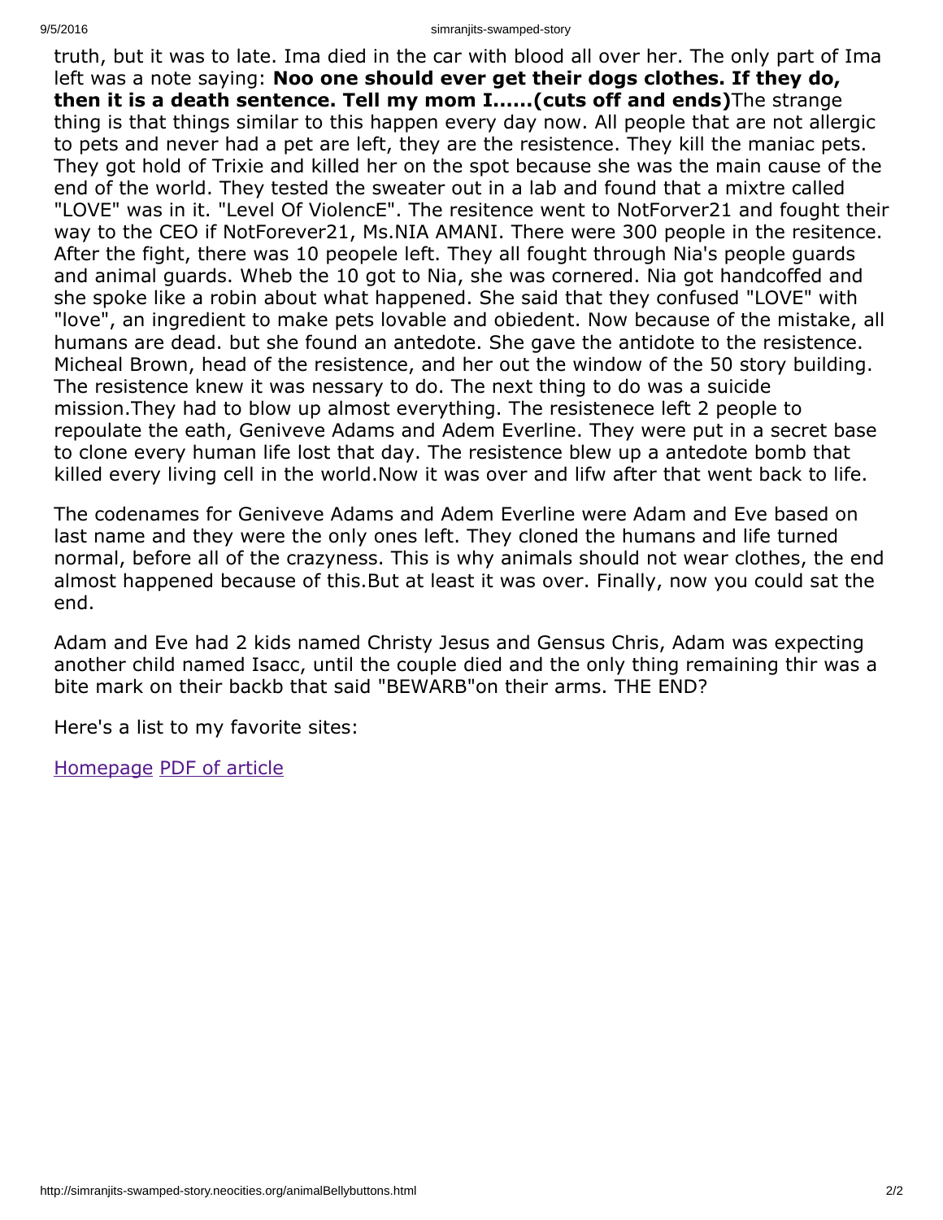truth, but it was to late. Ima died in the car with blood all over her. The only part of Ima left was a note saying: **Noo one should ever get their dogs clothes. If they do, then it is a death sentence. Tell my mom I......(cuts off and ends)**The strange thing is that things similar to this happen every day now. All people that are not allergic to pets and never had a pet are left, they are the resistence. They kill the maniac pets. They got hold of Trixie and killed her on the spot because she was the main cause of the end of the world. They tested the sweater out in a lab and found that a mixtre called "LOVE" was in it. "Level Of ViolencE". The resitence went to NotForver21 and fought their way to the CEO if NotForever21, Ms.NIA AMANI. There were 300 people in the resitence. After the fight, there was 10 peopele left. They all fought through Nia's people guards and animal guards. Wheb the 10 got to Nia, she was cornered. Nia got handcoffed and she spoke like a robin about what happened. She said that they confused "LOVE" with "love", an ingredient to make pets lovable and obiedent. Now because of the mistake, all humans are dead. but she found an antedote. She gave the antidote to the resistence. Micheal Brown, head of the resistence, and her out the window of the 50 story building. The resistence knew it was nessary to do. The next thing to do was a suicide mission.They had to blow up almost everything. The resistenece left 2 people to repoulate the eath, Geniveve Adams and Adem Everline. They were put in a secret base to clone every human life lost that day. The resistence blew up a antedote bomb that killed every living cell in the world.Now it was over and lifw after that went back to life.

The codenames for Geniveve Adams and Adem Everline were Adam and Eve based on last name and they were the only ones left. They cloned the humans and life turned normal, before all of the crazyness. This is why animals should not wear clothes, the end almost happened because of this.But at least it was over. Finally, now you could sat the end.

Adam and Eve had 2 kids named Christy Jesus and Gensus Chris, Adam was expecting another child named Isacc, until the couple died and the only thing remaining thir was a bite mark on their backb that said "BEWARB"on their arms. THE END?

Here's a list to my favorite sites:

Homepage PDF of article